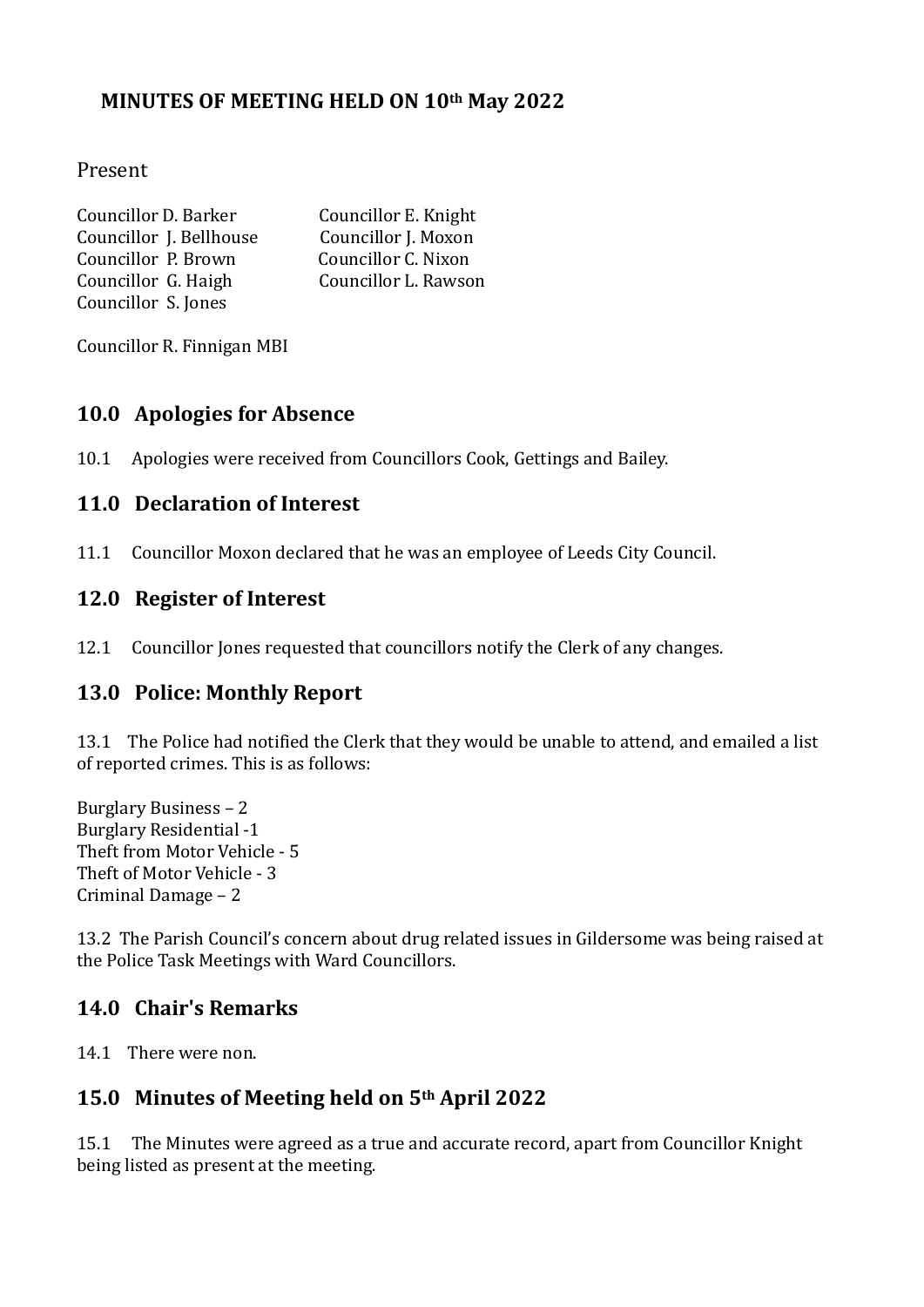## MINUTES OF MEETING HELD ON 10th May 2022

Present

Councillor D. Barker
Councillor J. Bellhouse
Councillor P. Brown
Councillor G. Haigh
Councillor S. Jones
Councillor E. Knight
Councillor J. Moxon
Councillor C. Nixon
Councillor L. Rawson

Councillor R. Finnigan MBI

## 10.0 Apologies for Absence

10.1 Apologies were received from Councillors Cook, Gettings and Bailey.

## 11.0 Declaration of Interest

11.1 Councillor Moxon declared that he was an employee of Leeds City Council.

## 12.0 Register of Interest

12.1 Councillor Jones requested that councillors notify the Clerk of any changes.

## 13.0 Police: Monthly Report

13.1 The Police had notified the Clerk that they would be unable to attend, and emailed a list of reported crimes. This is as follows:

Burglary Business – 2
Burglary Residential -1
Theft from Motor Vehicle - 5
Theft of Motor Vehicle - 3
Criminal Damage – 2

13.2 The Parish Council's concern about drug related issues in Gildersome was being raised at the Police Task Meetings with Ward Councillors.

## 14.0 Chair's Remarks

14.1 There were non.

## 15.0 Minutes of Meeting held on 5th April 2022

15.1 The Minutes were agreed as a true and accurate record, apart from Councillor Knight being listed as present at the meeting.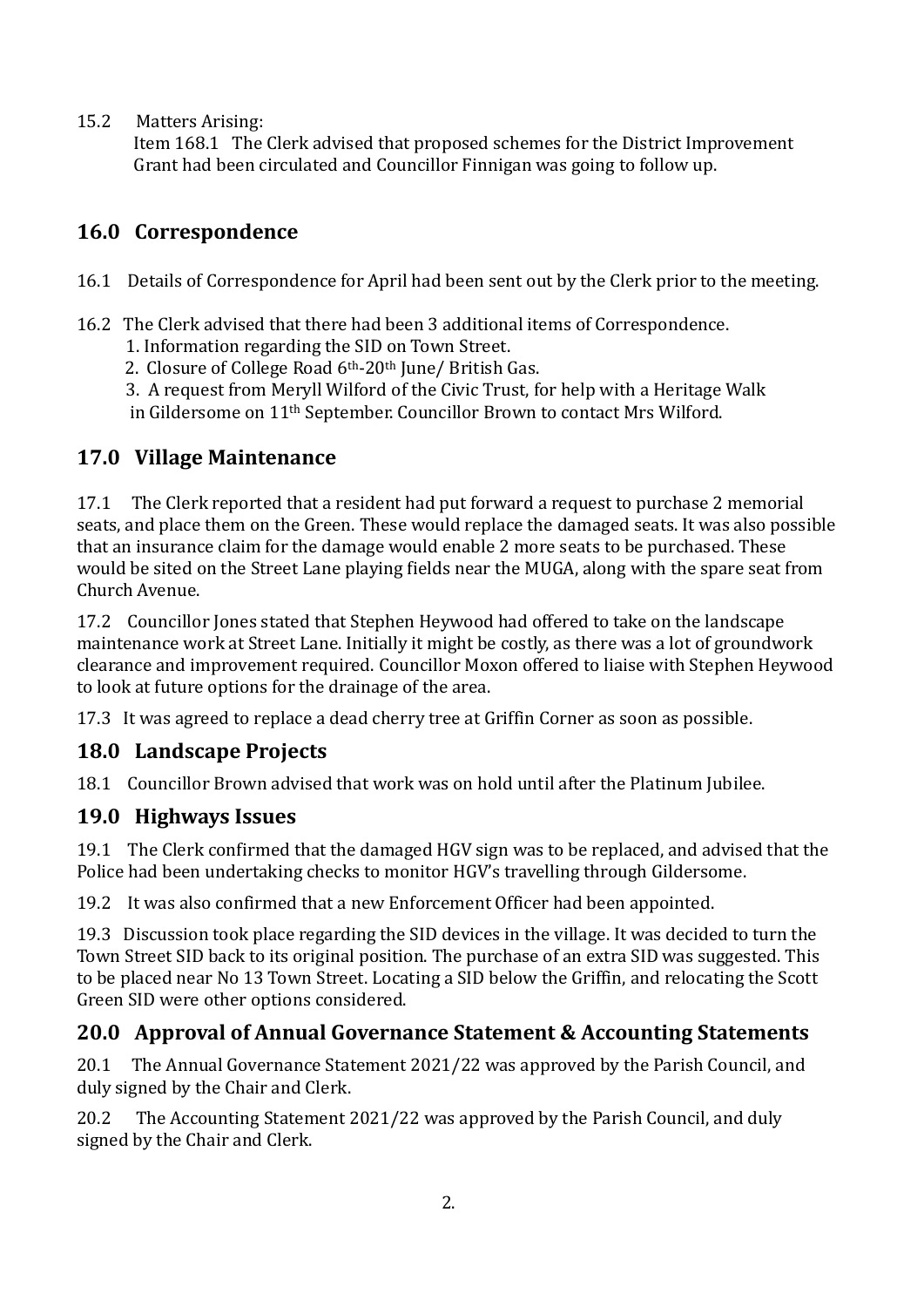15.2 Matters Arising:
Item 168.1 The Clerk advised that proposed schemes for the District Improvement Grant had been circulated and Councillor Finnigan was going to follow up.

## 16.0 Correspondence

16.1 Details of Correspondence for April had been sent out by the Clerk prior to the meeting.

16.2 The Clerk advised that there had been 3 additional items of Correspondence.

1. Information regarding the SID on Town Street.
2. Closure of College Road 6th-20th June/ British Gas.
3. A request from Meryll Wilford of the Civic Trust, for help with a Heritage Walk in Gildersome on 11th September. Councillor Brown to contact Mrs Wilford.

## 17.0 Village Maintenance

17.1 The Clerk reported that a resident had put forward a request to purchase 2 memorial seats, and place them on the Green. These would replace the damaged seats. It was also possible that an insurance claim for the damage would enable 2 more seats to be purchased. These would be sited on the Street Lane playing fields near the MUGA, along with the spare seat from Church Avenue.

17.2 Councillor Jones stated that Stephen Heywood had offered to take on the landscape maintenance work at Street Lane. Initially it might be costly, as there was a lot of groundwork clearance and improvement required. Councillor Moxon offered to liaise with Stephen Heywood to look at future options for the drainage of the area.

17.3 It was agreed to replace a dead cherry tree at Griffin Corner as soon as possible.

## 18.0 Landscape Projects

18.1 Councillor Brown advised that work was on hold until after the Platinum Jubilee.

## 19.0 Highways Issues

19.1 The Clerk confirmed that the damaged HGV sign was to be replaced, and advised that the Police had been undertaking checks to monitor HGV's travelling through Gildersome.

19.2 It was also confirmed that a new Enforcement Officer had been appointed.

19.3 Discussion took place regarding the SID devices in the village. It was decided to turn the Town Street SID back to its original position. The purchase of an extra SID was suggested. This to be placed near No 13 Town Street. Locating a SID below the Griffin, and relocating the Scott Green SID were other options considered.

## 20.0 Approval of Annual Governance Statement & Accounting Statements

20.1 The Annual Governance Statement 2021/22 was approved by the Parish Council, and duly signed by the Chair and Clerk.

20.2 The Accounting Statement 2021/22 was approved by the Parish Council, and duly signed by the Chair and Clerk.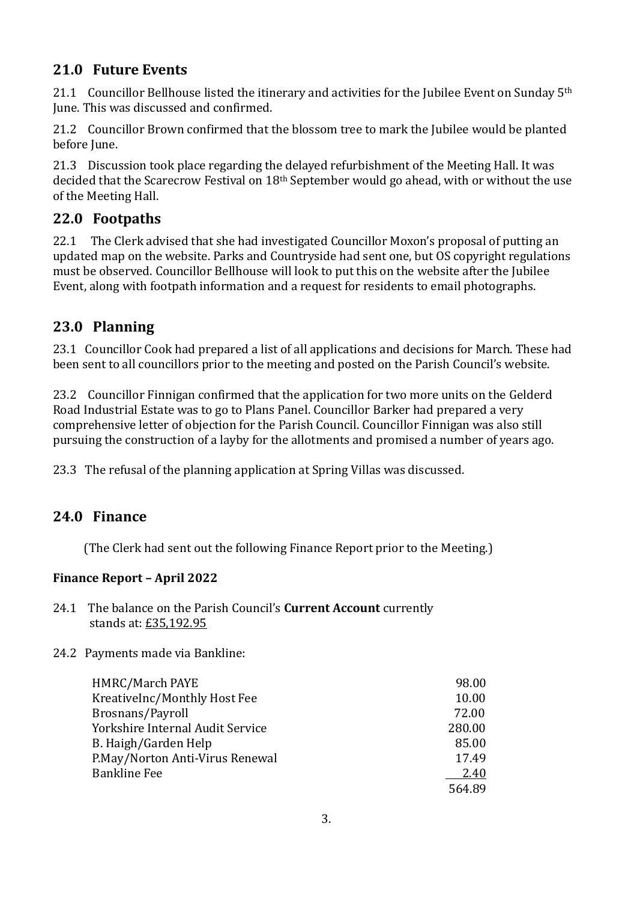## 21.0 Future Events

21.1 Councillor Bellhouse listed the itinerary and activities for the Jubilee Event on Sunday 5th June. This was discussed and confirmed.

21.2 Councillor Brown confirmed that the blossom tree to mark the Jubilee would be planted before June.

21.3 Discussion took place regarding the delayed refurbishment of the Meeting Hall. It was decided that the Scarecrow Festival on 18th September would go ahead, with or without the use of the Meeting Hall.

## 22.0 Footpaths

22.1 The Clerk advised that she had investigated Councillor Moxon's proposal of putting an updated map on the website. Parks and Countryside had sent one, but OS copyright regulations must be observed. Councillor Bellhouse will look to put this on the website after the Jubilee Event, along with footpath information and a request for residents to email photographs.

## 23.0 Planning

23.1 Councillor Cook had prepared a list of all applications and decisions for March. These had been sent to all councillors prior to the meeting and posted on the Parish Council's website.

23.2 Councillor Finnigan confirmed that the application for two more units on the Gelderd Road Industrial Estate was to go to Plans Panel. Councillor Barker had prepared a very comprehensive letter of objection for the Parish Council. Councillor Finnigan was also still pursuing the construction of a layby for the allotments and promised a number of years ago.

23.3 The refusal of the planning application at Spring Villas was discussed.

## 24.0 Finance

(The Clerk had sent out the following Finance Report prior to the Meeting.)

**Finance Report – April 2022**

24.1 The balance on the Parish Council's **Current Account** currently stands at: £35,192.95

24.2 Payments made via Bankline:

| | |
|---|---:|
| HMRC/March PAYE | 98.00 |
| KreativeInc/Monthly Host Fee | 10.00 |
| Brosnans/Payroll | 72.00 |
| Yorkshire Internal Audit Service | 280.00 |
| B. Haigh/Garden Help | 85.00 |
| P.May/Norton Anti-Virus Renewal | 17.49 |
| Bankline Fee | 2.40 |
| | 564.89 |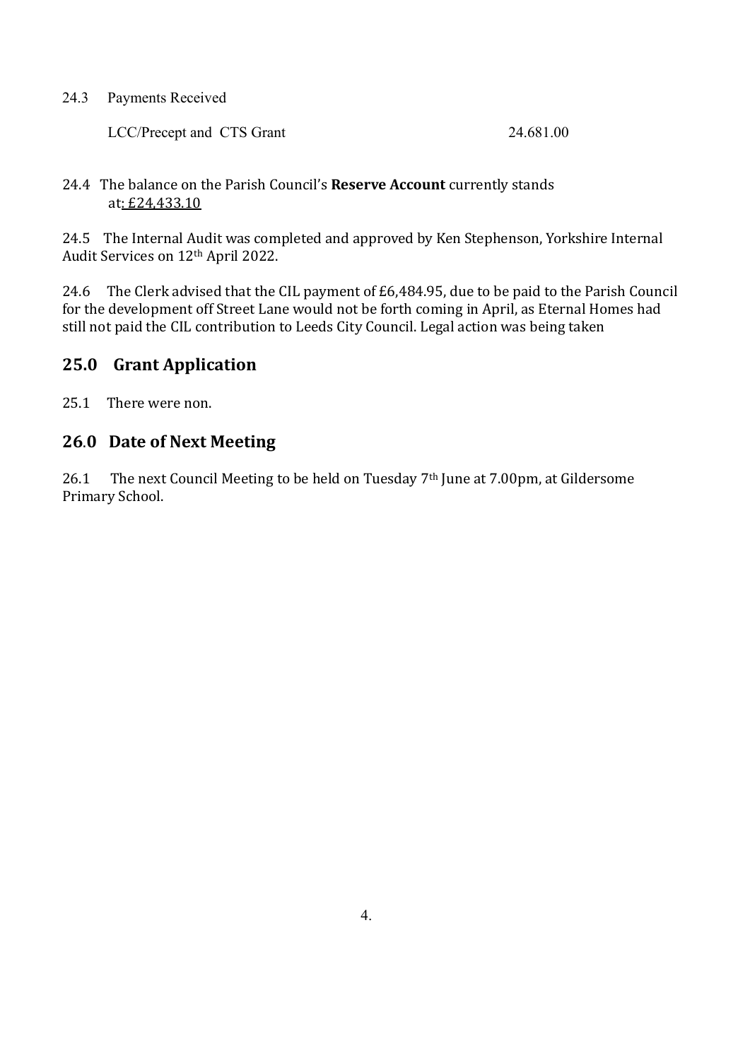24.3 Payments Received

| | |
|---|---|
| LCC/Precept and CTS Grant | 24.681.00 |

24.4 The balance on the Parish Council's **Reserve Account** currently stands at: £24,433.10

24.5 The Internal Audit was completed and approved by Ken Stephenson, Yorkshire Internal Audit Services on 12th April 2022.

24.6 The Clerk advised that the CIL payment of £6,484.95, due to be paid to the Parish Council for the development off Street Lane would not be forth coming in April, as Eternal Homes had still not paid the CIL contribution to Leeds City Council. Legal action was being taken

## 25.0 Grant Application

25.1 There were non.

## 26.0 Date of Next Meeting

26.1 The next Council Meeting to be held on Tuesday 7th June at 7.00pm, at Gildersome Primary School.